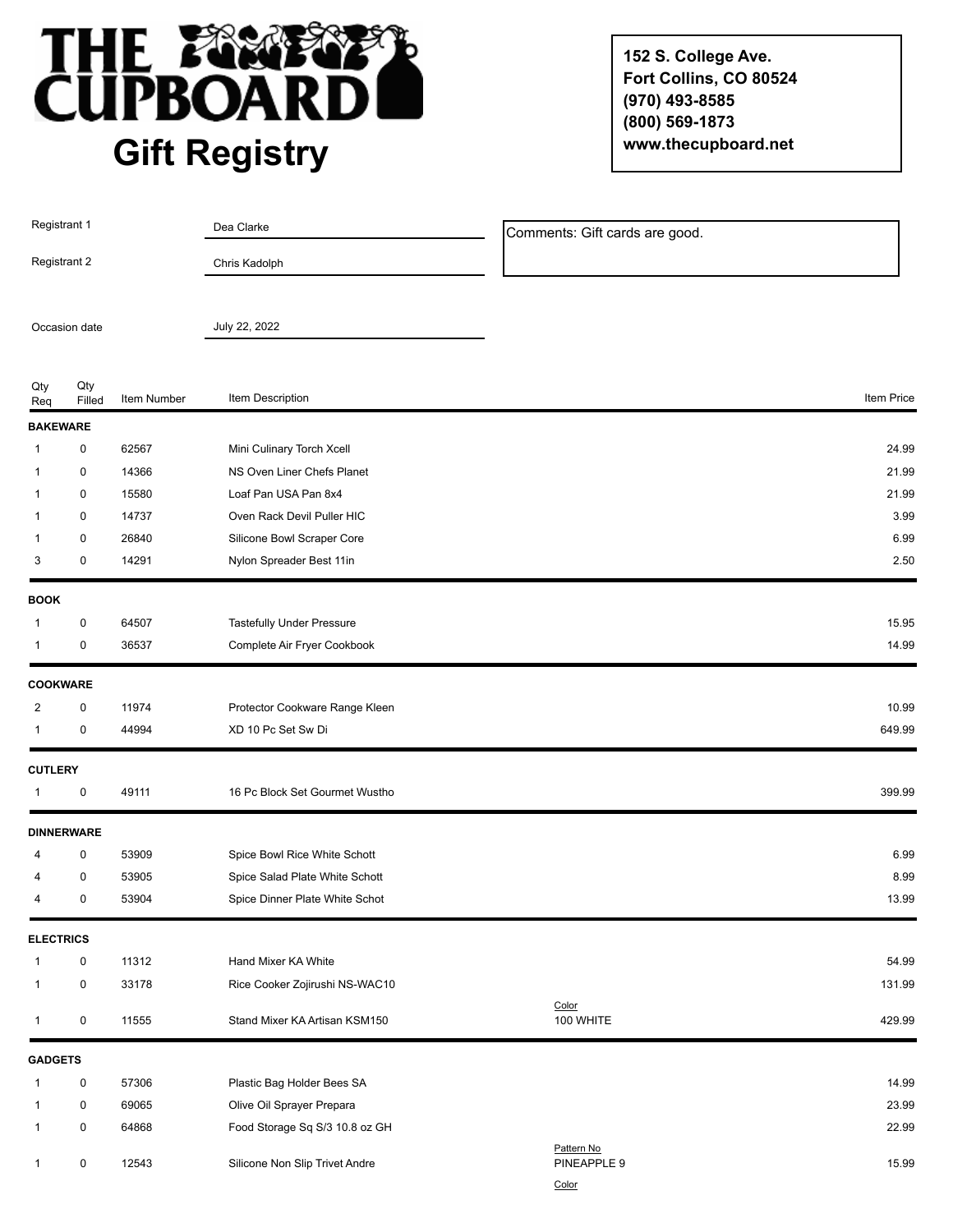# THE CUPBOARD

## Gift Registry

152 S. College Ave.
Fort Collins, CO 80524
(970) 493-8585
(800) 569-1873
www.thecupboard.net

Registrant 1: Dea Clarke

Registrant 2: Chris Kadolph

Comments: Gift cards are good.

Occasion date: July 22, 2022

| Qty Req | Qty Filled | Item Number | Item Description | | Item Price |
|---|---|---|---|---|---|
| **BAKEWARE** | | | | | |
| 1 | 0 | 62567 | Mini Culinary Torch Xcell | | 24.99 |
| 1 | 0 | 14366 | NS Oven Liner Chefs Planet | | 21.99 |
| 1 | 0 | 15580 | Loaf Pan USA Pan 8x4 | | 21.99 |
| 1 | 0 | 14737 | Oven Rack Devil Puller HIC | | 3.99 |
| 1 | 0 | 26840 | Silicone Bowl Scraper Core | | 6.99 |
| 3 | 0 | 14291 | Nylon Spreader Best 11in | | 2.50 |
| **BOOK** | | | | | |
| 1 | 0 | 64507 | Tastefully Under Pressure | | 15.95 |
| 1 | 0 | 36537 | Complete Air Fryer Cookbook | | 14.99 |
| **COOKWARE** | | | | | |
| 2 | 0 | 11974 | Protector Cookware Range Kleen | | 10.99 |
| 1 | 0 | 44994 | XD 10 Pc Set Sw Di | | 649.99 |
| **CUTLERY** | | | | | |
| 1 | 0 | 49111 | 16 Pc Block Set Gourmet Wustho | | 399.99 |
| **DINNERWARE** | | | | | |
| 4 | 0 | 53909 | Spice Bowl Rice White Schott | | 6.99 |
| 4 | 0 | 53905 | Spice Salad Plate White Schott | | 8.99 |
| 4 | 0 | 53904 | Spice Dinner Plate White Schot | | 13.99 |
| **ELECTRICS** | | | | | |
| 1 | 0 | 11312 | Hand Mixer KA White | | 54.99 |
| 1 | 0 | 33178 | Rice Cooker Zojirushi NS-WAC10 | | 131.99 |
| 1 | 0 | 11555 | Stand Mixer KA Artisan KSM150 | Color: 100 WHITE | 429.99 |
| **GADGETS** | | | | | |
| 1 | 0 | 57306 | Plastic Bag Holder Bees SA | | 14.99 |
| 1 | 0 | 69065 | Olive Oil Sprayer Prepara | | 23.99 |
| 1 | 0 | 64868 | Food Storage Sq S/3 10.8 oz GH | | 22.99 |
| 1 | 0 | 12543 | Silicone Non Slip Trivet Andre | Pattern No: PINEAPPLE 9; Color | 15.99 |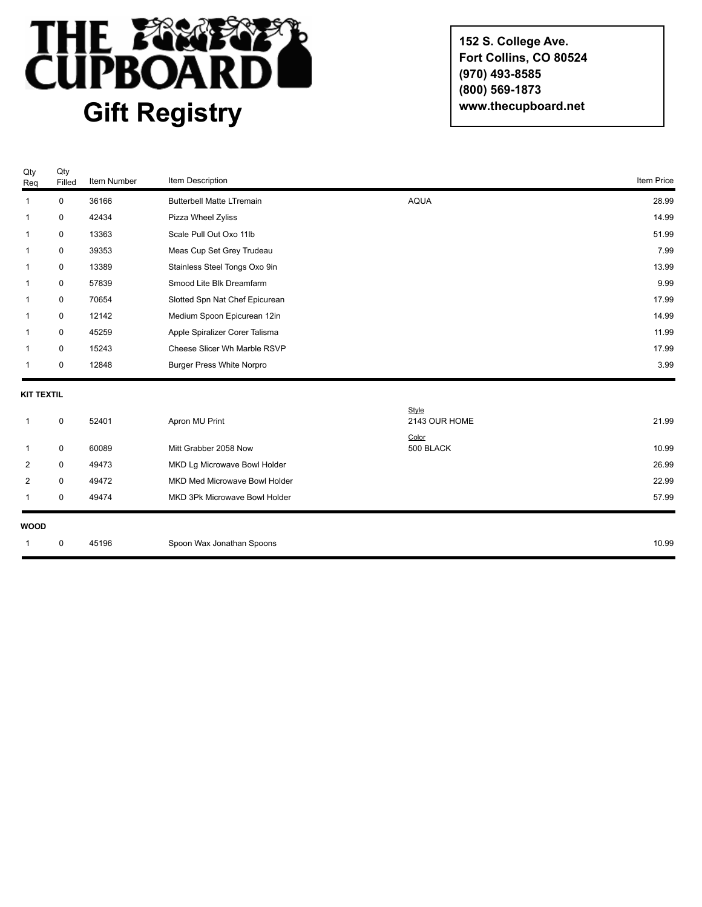# THE CUPBOARD

## Gift Registry

**152 S. College Ave.**
**Fort Collins, CO 80524**
**(970) 493-8585**
**(800) 569-1873**
**www.thecupboard.net**

| Qty Req | Qty Filled | Item Number | Item Description | | Item Price |
|---|---|---|---|---|---|
| 1 | 0 | 36166 | Butterbell Matte LTremain | AQUA | 28.99 |
| 1 | 0 | 42434 | Pizza Wheel Zyliss | | 14.99 |
| 1 | 0 | 13363 | Scale Pull Out Oxo 11lb | | 51.99 |
| 1 | 0 | 39353 | Meas Cup Set Grey Trudeau | | 7.99 |
| 1 | 0 | 13389 | Stainless Steel Tongs Oxo 9in | | 13.99 |
| 1 | 0 | 57839 | Smood Lite Blk Dreamfarm | | 9.99 |
| 1 | 0 | 70654 | Slotted Spn Nat Chef Epicurean | | 17.99 |
| 1 | 0 | 12142 | Medium Spoon Epicurean 12in | | 14.99 |
| 1 | 0 | 45259 | Apple Spiralizer Corer Talisma | | 11.99 |
| 1 | 0 | 15243 | Cheese Slicer Wh Marble RSVP | | 17.99 |
| 1 | 0 | 12848 | Burger Press White Norpro | | 3.99 |
| **KIT TEXTIL** | | | | | |
| 1 | 0 | 52401 | Apron MU Print | Style: 2143 OUR HOME | 21.99 |
| 1 | 0 | 60089 | Mitt Grabber 2058 Now | Color: 500 BLACK | 10.99 |
| 2 | 0 | 49473 | MKD Lg Microwave Bowl Holder | | 26.99 |
| 2 | 0 | 49472 | MKD Med Microwave Bowl Holder | | 22.99 |
| 1 | 0 | 49474 | MKD 3Pk Microwave Bowl Holder | | 57.99 |
| **WOOD** | | | | | |
| 1 | 0 | 45196 | Spoon Wax Jonathan Spoons | | 10.99 |